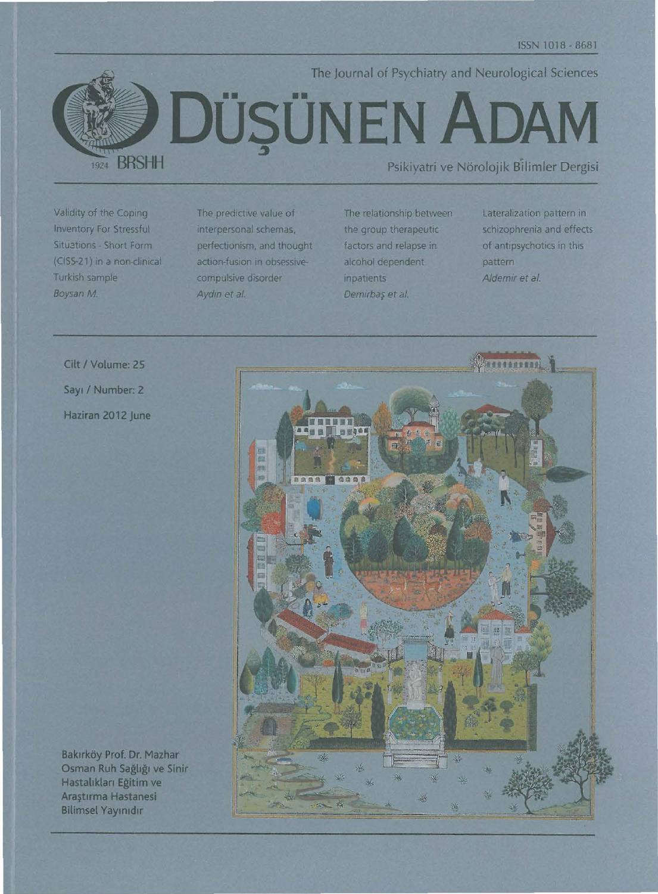ISSN 1018 - 8681

The Journal of Psychiatry and Neurological Sciences

# DÜŞÜNEN ADAM

1924 BRSHH

Psikiyatri ve Nörolojik Bilimler Dergisi

Validity of the Coping Inventory For Stressful Situations - Short Form (CISS-21) in a non-clinical Turkish sample
*Boysan M.*

The predictive value of interpersonal schemas, perfectionism, and thought action-fusion in obsessive-compulsive disorder
*Aydin et al.*

The relationship between the group therapeutic factors and relapse in alcohol dependent inpatients
*Demirbaş et al.*

Lateralization pattern in schizophrenia and effects of antipsychotics in this pattern
*Aldemir et al.*

Cilt / Volume: 25

Sayı / Number: 2

Haziran 2012 June

Bakırköy Prof. Dr. Mazhar Osman Ruh Sağlığı ve Sinir Hastalıkları Eğitim ve Araştırma Hastanesi Bilimsel Yayınıdır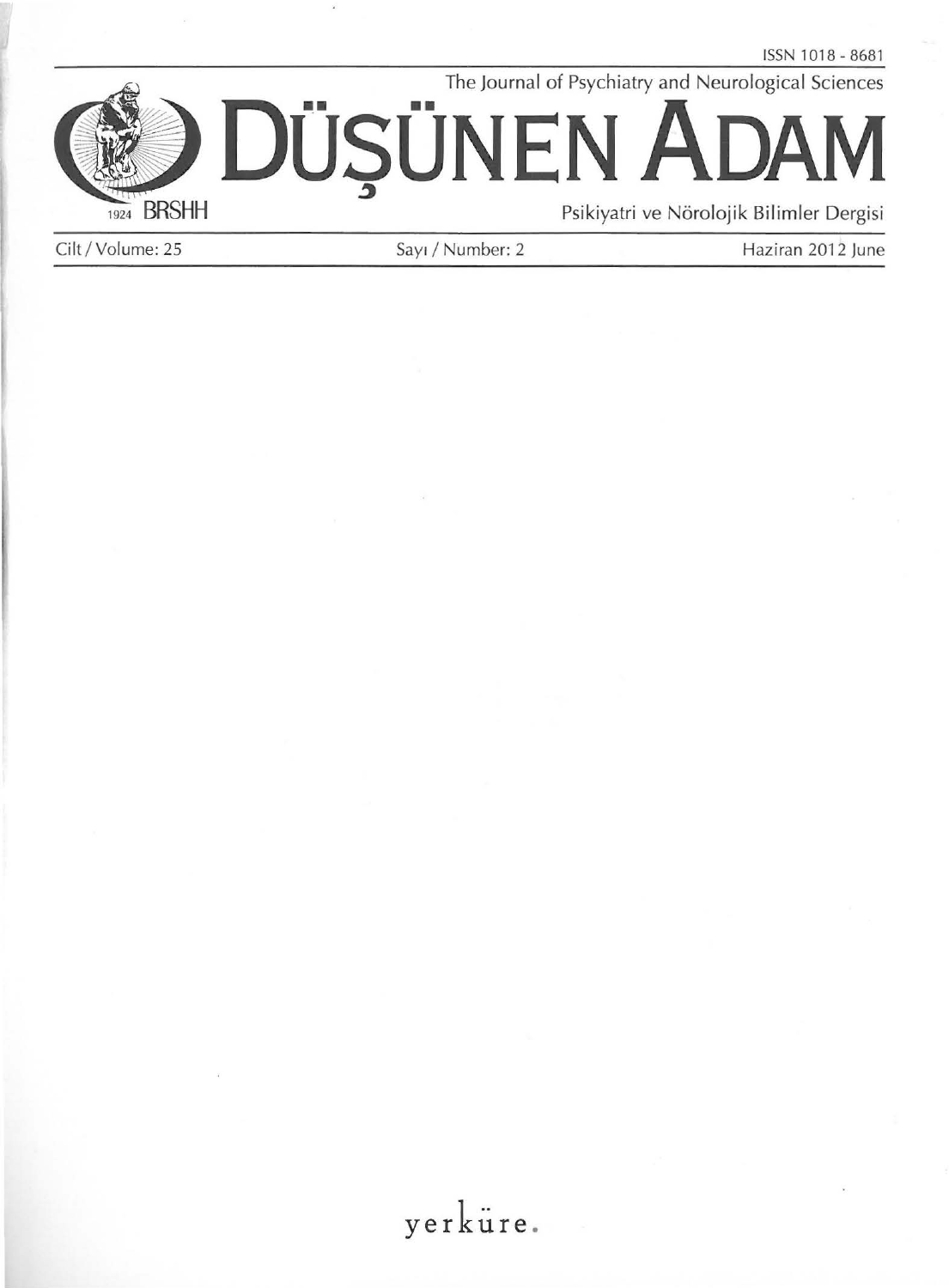ISSN 1018 - 8681

The Journal of Psychiatry and Neurological Sciences

# DÜŞÜNEN ADAM

1924 BRSHH

Psikiyatri ve Nörolojik Bilimler Dergisi

Cilt / Volume: 25 | Sayı / Number: 2 | Haziran 2012 June

yerküre.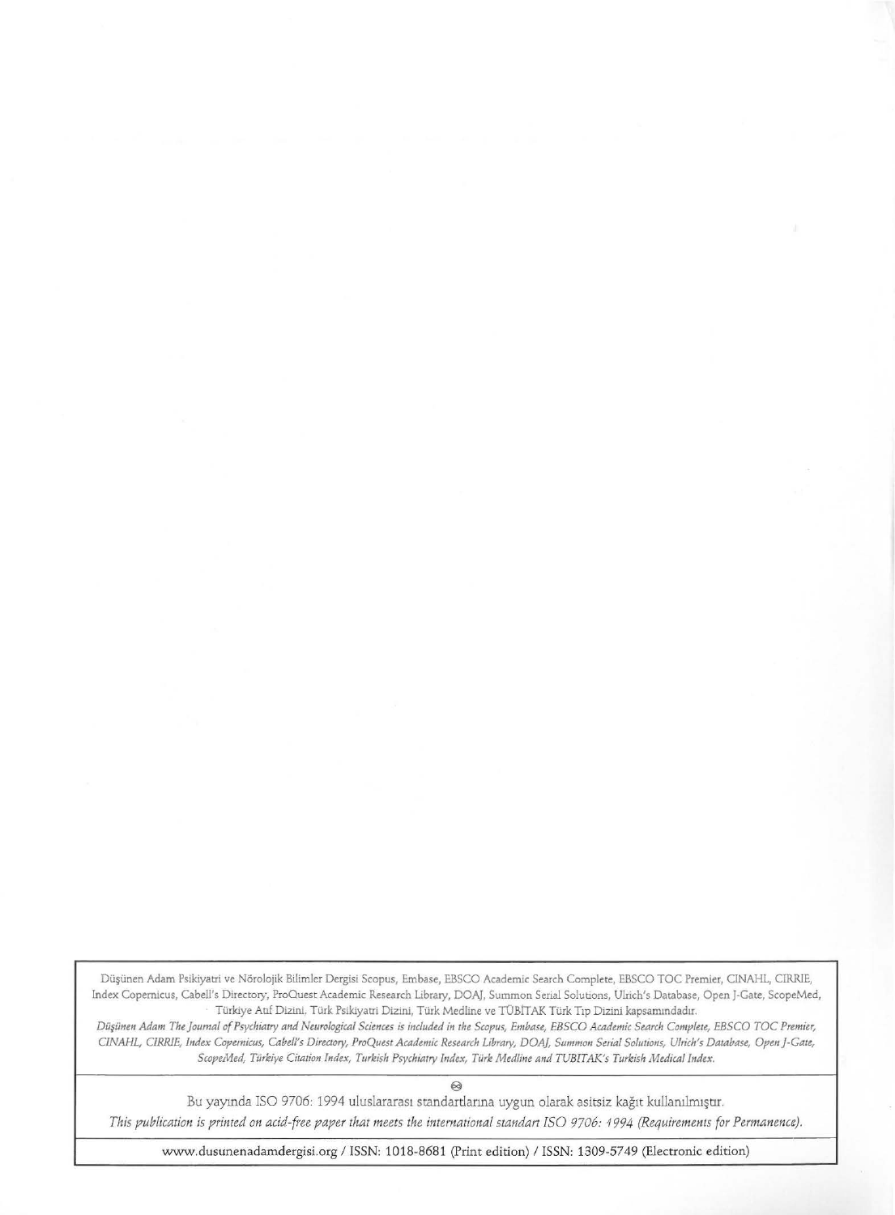Düşünen Adam Psikiyatri ve Nörolojik Bilimler Dergisi Scopus, Embase, EBSCO Academic Search Complete, EBSCO TOC Premier, CINAHL, CIRRIE, Index Copernicus, Cabell's Directory, ProQuest Academic Research Library, DOAJ, Summon Serial Solutions, Ulrich's Database, Open J-Gate, ScopeMed, Türkiye Atıf Dizini, Türk Psikiyatri Dizini, Türk Medline ve TÜBİTAK Türk Tıp Dizini kapsamındadır.

*Düşünen Adam The Journal of Psychiatry and Neurological Sciences is included in the Scopus, Embase, EBSCO Academic Search Complete, EBSCO TOC Premier, CINAHL, CIRRIE, Index Copernicus, Cabell's Directory, ProQuest Academic Research Library, DOAJ, Summon Serial Solutions, Ulrich's Database, Open J-Gate, ScopeMed, Türkiye Citation Index, Turkish Psychiatry Index, Türk Medline and TUBITAK's Turkish Medical Index.*

♾

Bu yayında ISO 9706: 1994 uluslararası standartlarına uygun olarak asitsiz kağıt kullanılmıştır.

*This publication is printed on acid-free paper that meets the international standart ISO 9706: 1994 (Requirements for Permanence).*

www.dusunenadamdergisi.org / ISSN: 1018-8681 (Print edition) / ISSN: 1309-5749 (Electronic edition)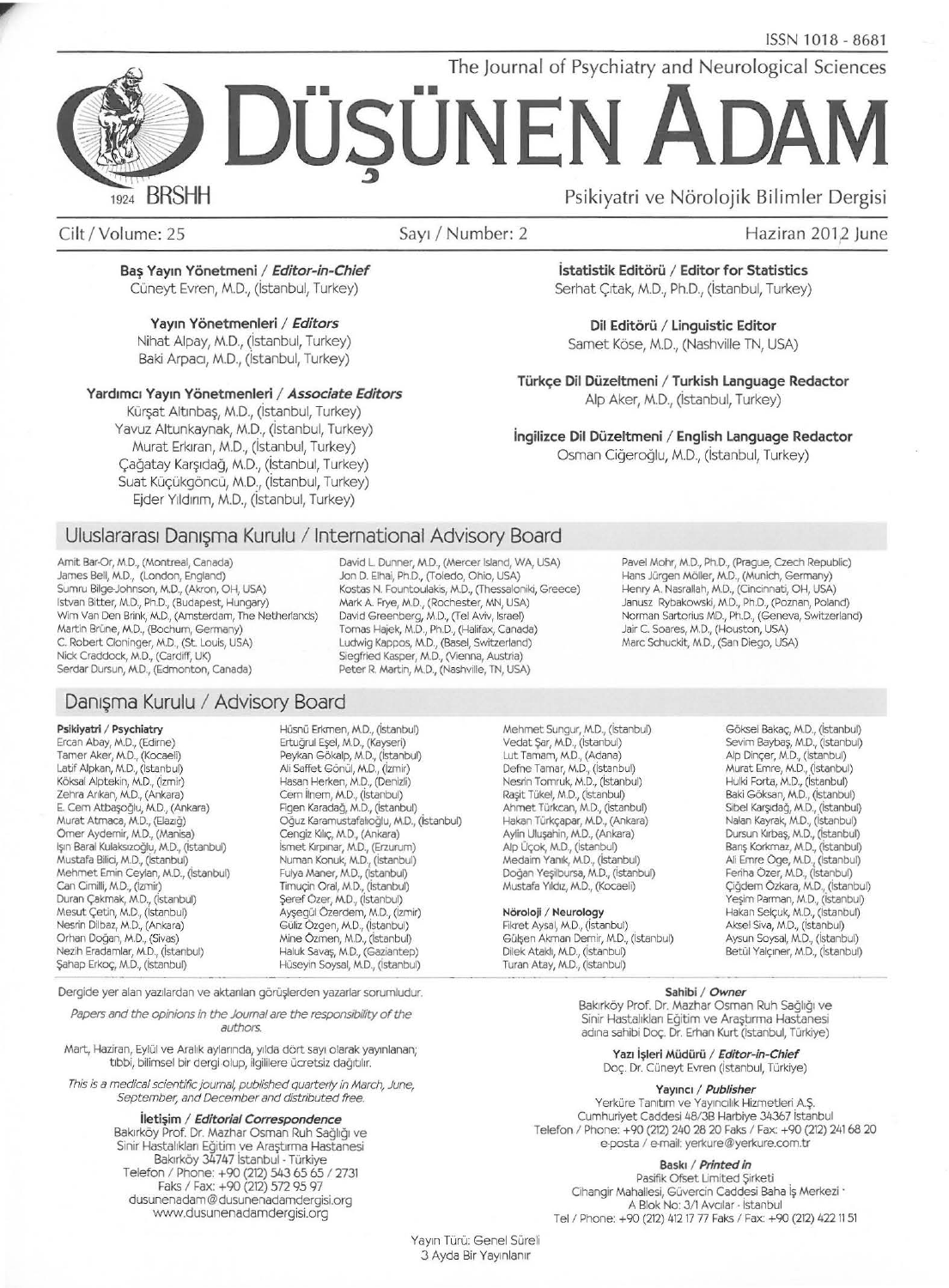ISSN 1018 - 8681

The Journal of Psychiatry and Neurological Sciences

# DÜŞÜNEN ADAM

1924 BRSHH

Psikiyatri ve Nörolojik Bilimler Dergisi

Cilt / Volume: 25 Sayı / Number: 2 Haziran 2012 June

**Baş Yayın Yönetmeni / *Editor-in-Chief***
Cüneyt Evren, M.D., (İstanbul, Turkey)

**Yayın Yönetmenleri / *Editors***
Nihat Alpay, M.D., (İstanbul, Turkey)
Baki Arpacı, M.D., (İstanbul, Turkey)

**Yardımcı Yayın Yönetmenleri / *Associate Editors***
Kürşat Altınbaş, M.D., (İstanbul, Turkey)
Yavuz Altunkaynak, M.D., (İstanbul, Turkey)
Murat Erkıran, M.D., (İstanbul, Turkey)
Çağatay Karşıdağ, M.D., (İstanbul, Turkey)
Suat Küçükgöncü, M.D., (İstanbul, Turkey)
Ejder Yıldırım, M.D., (İstanbul, Turkey)

**İstatistik Editörü / Editor for Statistics**
Serhat Çıtak, M.D., Ph.D., (İstanbul, Turkey)

**Dil Editörü / Linguistic Editor**
Samet Köse, M.D., (Nashville TN, USA)

**Türkçe Dil Düzeltmeni / Turkish Language Redactor**
Alp Aker, M.D., (İstanbul, Turkey)

**İngilizce Dil Düzeltmeni / English Language Redactor**
Osman Ciğeroğlu, M.D., (İstanbul, Turkey)

## Uluslararası Danışma Kurulu / International Advisory Board

Amit Bar-Or, M.D., (Montreal, Canada)
James Bell, M.D., (London, England)
Sumru Bilge-Johnson, M.D., (Akron, OH, USA)
Istvan Bitter, M.D., Ph.D., (Budapest, Hungary)
Wim Van Den Brink, M.D., (Amsterdam, The Netherlands)
Martin Brüne, M.D., (Bochum, Germany)
C. Robert Cloninger, M.D., (St. Louis, USA)
Nick Craddock, M.D., (Cardiff, UK)
Serdar Dursun, M.D., (Edmonton, Canada)
David L. Dunner, M.D., (Mercer Island, WA, USA)
Jon D. Elhai, Ph.D., (Toledo, Ohio, USA)
Kostas N. Fountoulakis, M.D., (Thessaloniki, Greece)
Mark A. Frye, M.D., (Rochester, MN, USA)
David Greenberg, M.D., (Tel Aviv, Israel)
Tomas Hajek, M.D., Ph.D., (Halifax, Canada)
Ludwig Kappos, M.D., (Basel, Switzerland)
Siegfried Kasper, M.D., (Vienna, Austria)
Peter R. Martin, M.D., (Nashville, TN, USA)
Pavel Mohr, M.D., Ph.D., (Prague, Czech Republic)
Hans Jürgen Möller, M.D., (Munich, Germany)
Henry A. Nasrallah, M.D., (Cincinnati, OH, USA)
Janusz Rybakowski, M.D., Ph.D., (Poznan, Poland)
Norman Sartorius MD., Ph.D., (Geneva, Switzerland)
Jair C. Soares, M.D., (Houston, USA)
Marc Schuckit, M.D., (San Diego, USA)

## Danışma Kurulu / Advisory Board

**Psikiyatri / Psychiatry**
Ercan Abay, M.D., (Edirne)
Tamer Aker, M.D., (Kocaeli)
Latif Alpkan, M.D., (İstanbul)
Köksal Alptekin, M.D., (İzmir)
Zehra Arıkan, M.D., (Ankara)
E. Cem Atbaşoğlu, M.D., (Ankara)
Murat Atmaca, M.D., (Elazığ)
Ömer Aydemir, M.D., (Manisa)
Işın Baral Kulaksızoğlu, M.D., (İstanbul)
Mustafa Bilici, M.D., (İstanbul)
Mehmet Emin Ceylan, M.D., (İstanbul)
Can Cimilli, M.D., (İzmir)
Duran Çakmak, M.D., (İstanbul)
Mesut Çetin, M.D., (İstanbul)
Nesrin Dilbaz, M.D., (Ankara)
Orhan Doğan, M.D., (Sivas)
Nezih Eradamlar, M.D., (İstanbul)
Şahap Erkoç, M.D., (İstanbul)
Hüsnü Erkmen, M.D., (İstanbul)
Ertuğrul Eşel, M.D., (Kayseri)
Peykan Gökalp, M.D., (İstanbul)
Ali Saffet Gönül, M.D., (İzmir)
Hasan Herken, M.D., (Denizli)
Cem İlnem, M.D., (İstanbul)
Figen Karadağ, M.D., (İstanbul)
Oğuz Karamustafalıoğlu, M.D., (İstanbul)
Cengiz Kılıç, M.D., (Ankara)
İsmet Kırpınar, M.D., (Erzurum)
Numan Konuk, M.D., (İstanbul)
Fulya Maner, M.D., (İstanbul)
Timuçin Oral, M.D., (İstanbul)
Şeref Özer, M.D., (İstanbul)
Ayşegül Özerdem, M.D., (İzmir)
Güliz Özgen, M.D., (İstanbul)
Mine Özmen, M.D., (İstanbul)
Haluk Savaş, M.D., (Gaziantep)
Hüseyin Soysal, M.D., (İstanbul)
Mehmet Sungur, M.D., (İstanbul)
Vedat Şar, M.D., (İstanbul)
Lut Tamam, M.D., (Adana)
Defne Tamar, M.D., (İstanbul)
Nesrin Tomruk, M.D., (İstanbul)
Raşit Tükel, M.D., (İstanbul)
Ahmet Türkcan, M.D., (İstanbul)
Hakan Türkçapar, M.D., (Ankara)
Aylin Uluşahin, M.D., (Ankara)
Alp Üçok, M.D., (İstanbul)
Medaim Yanık, M.D., (İstanbul)
Doğan Yeşilbursa, M.D., (İstanbul)
Mustafa Yıldız, M.D., (Kocaeli)

**Nöroloji / Neurology**
Fikret Aysal, M.D., (İstanbul)
Gülşen Akman Demir, M.D., (İstanbul)
Dilek Ataklı, M.D., (İstanbul)
Turan Atay, M.D., (İstanbul)
Göksel Bakaç, M.D., (İstanbul)
Sevim Baybaş, M.D., (İstanbul)
Alp Dinçer, M.D., (İstanbul)
Murat Emre, M.D., (İstanbul)
Hulki Forta, M.D., (İstanbul)
Baki Göksan, M.D., (İstanbul)
Sibel Karşıdağ, M.D., (İstanbul)
Nalan Kayrak, M.D., (İstanbul)
Dursun Kırbaş, M.D., (İstanbul)
Barış Korkmaz, M.D., (İstanbul)
Ali Emre Öge, M.D., (İstanbul)
Feriha Özer, M.D., (İstanbul)
Çiğdem Özkara, M.D., (İstanbul)
Yeşim Parman, M.D., (İstanbul)
Hakan Selçuk, M.D., (İstanbul)
Aksel Siva, M.D., (İstanbul)
Aysun Soysal, M.D., (İstanbul)
Betül Yalçıner, M.D., (İstanbul)

Dergide yer alan yazılardan ve aktarılan görüşlerden yazarlar sorumludur.

*Papers and the opinions in the Journal are the responsibility of the authors.*

Mart, Haziran, Eylül ve Aralık aylarında, yılda dört sayı olarak yayınlanan; tıbbi, bilimsel bir dergi olup, ilgililere ücretsiz dağıtılır.

*This is a medical scientific journal, published quarterly in March, June, September, and December and distributed free.*

**İletişim / *Editorial Correspondence***
Bakırköy Prof. Dr. Mazhar Osman Ruh Sağlığı ve Sinir Hastalıkları Eğitim ve Araştırma Hastanesi
Bakırköy 34747 İstanbul - Türkiye
Telefon / Phone: +90 (212) 543 65 65 / 2731
Faks / Fax: +90 (212) 572 95 97
dusunenadam@dusunenadamdergisi.org
www.dusunenadamdergisi.org

**Sahibi / *Owner***
Bakırköy Prof. Dr. Mazhar Osman Ruh Sağlığı ve Sinir Hastalıkları Eğitim ve Araştırma Hastanesi adına sahibi Doç. Dr. Erhan Kurt (İstanbul, Türkiye)

**Yazı İşleri Müdürü / *Editor-in-Chief***
Doç. Dr. Cüneyt Evren (İstanbul, Türkiye)

**Yayıncı / *Publisher***
Yerküre Tanıtım ve Yayıncılık Hizmetleri A.Ş.
Cumhuriyet Caddesi 48/3B Harbiye 34367 İstanbul
Telefon / Phone: +90 (212) 240 28 20 Faks / Fax: +90 (212) 241 68 20
e-posta / e-mail: yerkure@yerkure.com.tr

**Baskı / *Printed in***
Pasifik Ofset Limited Şirketi
Cihangir Mahallesi, Güvercin Caddesi Baha İş Merkezi
A Blok No: 3/1 Avcılar - İstanbul
Tel / Phone: +90 (212) 412 17 77 Faks / Fax: +90 (212) 422 11 51

Yayın Türü: Genel Süreli
3 Ayda Bir Yayınlanır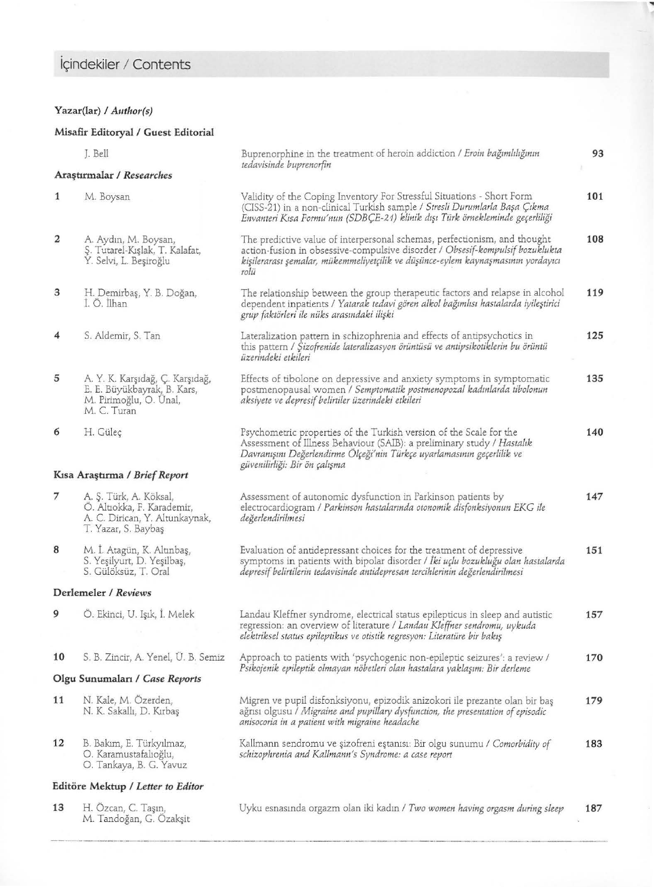# İçindekiler / Contents

**Yazar(lar) / *Author(s)***

**Misafir Editoryal / *Guest Editorial***

| | | | |
|---|---|---|---|
| | J. Bell | Buprenorphine in the treatment of heroin addiction / *Eroin bağımlılığının tedavisinde buprenorfin* | 93 |

**Araştırmalar / *Researches***

| | | | |
|---|---|---|---|
| 1 | M. Boysan | Validity of the Coping Inventory For Stressful Situations - Short Form (CISS-21) in a non-clinical Turkish sample / *Stresli Durumlarla Başa Çıkma Envanteri Kısa Formu'nun (SDBÇE-21) klinik dışı Türk örnekleminde geçerliliği* | 101 |
| 2 | A. Aydın, M. Boysan, Ş. Tutarel-Kışlak, T. Kalafat, Y. Selvi, L. Beşiroğlu | The predictive value of interpersonal schemas, perfectionism, and thought action-fusion in obsessive-compulsive disorder / *Obsesif-kompulsif bozuklukta kişilerarası şemalar, mükemmeliyetçilik ve düşünce-eylem kaynaşmasının yordayıcı rolü* | 108 |
| 3 | H. Demirbaş, Y. B. Doğan, İ. Ö. İlhan | The relationship between the group therapeutic factors and relapse in alcohol dependent inpatients / *Yatarak tedavi gören alkol bağımlısı hastalarda iyileştirici grup faktörleri ile nüks arasındaki ilişki* | 119 |
| 4 | S. Aldemir, S. Tan | Lateralization pattern in schizophrenia and effects of antipsychotics in this pattern / *Şizofrenide lateralizasyon örüntüsü ve antipsikotiklerin bu örüntü üzerindeki etkileri* | 125 |
| 5 | A. Y. K. Karşıdağ, Ç. Karşıdağ, E. E. Büyükbayrak, B. Kars, M. Pirimoğlu, O. Ünal, M. C. Turan | Effects of tibolone on depressive and anxiety symptoms in symptomatic postmenopausal women / *Semptomatik postmenopozal kadınlarda tibolonun aksiyete ve depresif belirtiler üzerindeki etkileri* | 135 |
| 6 | H. Güleç | Psychometric properties of the Turkish version of the Scale for the Assessment of Illness Behaviour (SAIB): a preliminary study / *Hastalık Davranışını Değerlendirme Ölçeği'nin Türkçe uyarlamasının geçerlilik ve güvenilirliği: Bir ön çalışma* | 140 |

**Kısa Araştırma / *Brief Report***

| | | | |
|---|---|---|---|
| 7 | A. Ş. Türk, A. Köksal, Ö. Altıokka, F. Karademir, A. C. Dirican, Y. Altunkaynak, T. Yazar, S. Baybaş | Assessment of autonomic dysfunction in Parkinson patients by electrocardiogram / *Parkinson hastalarında otonomik disfonksiyonun EKG ile değerlendirilmesi* | 147 |
| 8 | M. İ. Atagün, K. Altınbaş, S. Yeşilyurt, D. Yeşilbaş, S. Gülöksüz, T. Oral | Evaluation of antidepressant choices for the treatment of depressive symptoms in patients with bipolar disorder / *İki uçlu bozukluğu olan hastalarda depresif belirtilerin tedavisinde antidepresan tercihlerinin değerlendirilmesi* | 151 |

**Derlemeler / *Reviews***

| | | | |
|---|---|---|---|
| 9 | Ö. Ekinci, U. Işık, İ. Melek | Landau Kleffner syndrome, electrical status epilepticus in sleep and autistic regression: an overview of literature / *Landau Kleffner sendromu, uykuda elektriksel status epileptikus ve otistik regresyon: Literatüre bir bakış* | 157 |
| 10 | S. B. Zincir, A. Yenel, Ü. B. Semiz | Approach to patients with 'psychogenic non-epileptic seizures': a review / *Psikojenik epileptik olmayan nöbetleri olan hastalara yaklaşım: Bir derleme* | 170 |

**Olgu Sunumaları / *Case Reports***

| | | | |
|---|---|---|---|
| 11 | N. Kale, M. Özerden, N. K. Sakallı, D. Kırbaş | Migren ve pupil disfonksiyonu, epizodik anizokori ile prezante olan bir baş ağrısı olgusu / *Migraine and pupillary dysfunction, the presentation of episodic anisocoria in a patient with migraine headache* | 179 |
| 12 | B. Bakım, E. Türkyılmaz, O. Karamustafalıoğlu, O. Tankaya, B. G. Yavuz | Kallmann sendromu ve şizofreni eştanısı: Bir olgu sunumu / *Comorbidity of schizophrenia and Kallmann's Syndrome: a case report* | 183 |

**Editöre Mektup / *Letter to Editor***

| | | | |
|---|---|---|---|
| 13 | H. Özcan, C. Taşın, M. Tandoğan, G. Özakşit | Uyku esnasında orgazm olan iki kadın / *Two women having orgasm during sleep* | 187 |